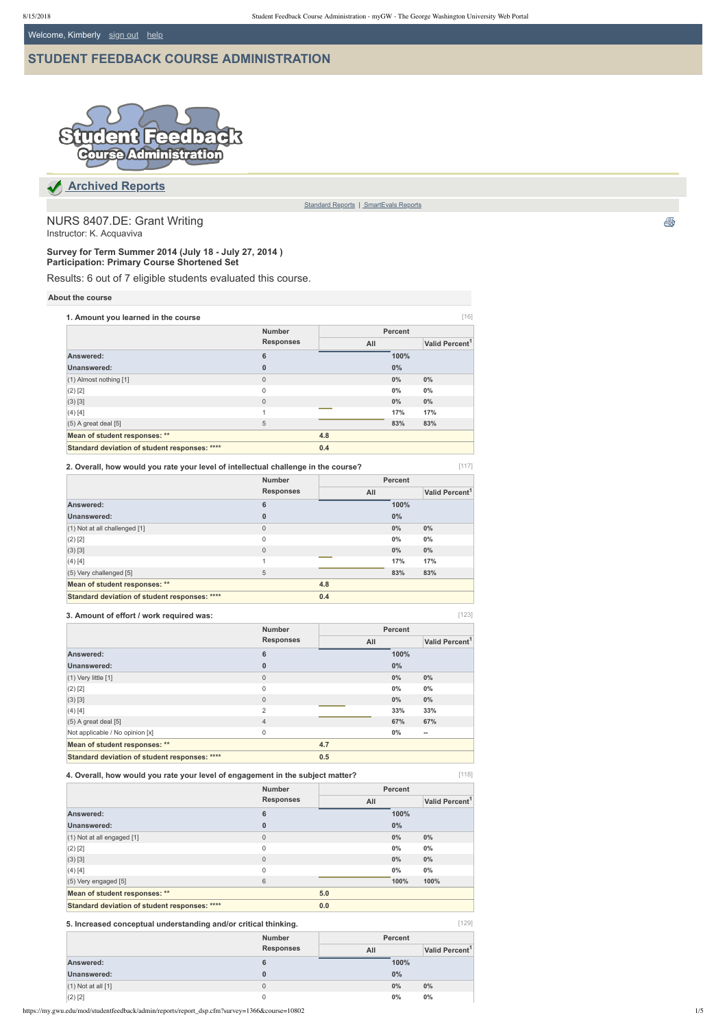Welcome, Kimberly sign out help

# STUDENT FEEDBACK COURSE ADMINISTRATION

## Archived Reports

Standard Reports | SmartEvals Reports

## NURS 8407.DE: Grant Writing

Instructor: K. Acquaviva

**Survey for Term Summer 2014 (July 18 - July 27, 2014 )**
**Participation: Primary Course Shortened Set**

Results: 6 out of 7 eligible students evaluated this course.

**About the course**

**1. Amount you learned in the course** [16]

| | Number Responses | Percent | |
|---|---|---|---|
| | | All | Valid Percent[1] |
| **Answered:** | **6** | **100%** | |
| **Unanswered:** | **0** | **0%** | |
| (1) Almost nothing [1] | 0 | **0%** | **0%** |
| (2) [2] | 0 | **0%** | **0%** |
| (3) [3] | 0 | **0%** | **0%** |
| (4) [4] | 1 | **17%** | **17%** |
| (5) A great deal [5] | 5 | **83%** | **83%** |
| **Mean of student responses: \*\*** | **4.8** | | |
| **Standard deviation of student responses: \*\*\*\*** | **0.4** | | |

**2. Overall, how would you rate your level of intellectual challenge in the course?** [117]

| | Number Responses | Percent | |
|---|---|---|---|
| | | All | Valid Percent[1] |
| **Answered:** | **6** | **100%** | |
| **Unanswered:** | **0** | **0%** | |
| (1) Not at all challenged [1] | 0 | **0%** | **0%** |
| (2) [2] | 0 | **0%** | **0%** |
| (3) [3] | 0 | **0%** | **0%** |
| (4) [4] | 1 | **17%** | **17%** |
| (5) Very challenged [5] | 5 | **83%** | **83%** |
| **Mean of student responses: \*\*** | **4.8** | | |
| **Standard deviation of student responses: \*\*\*\*** | **0.4** | | |

**3. Amount of effort / work required was:** [123]

| | Number Responses | Percent | |
|---|---|---|---|
| | | All | Valid Percent[1] |
| **Answered:** | **6** | **100%** | |
| **Unanswered:** | **0** | **0%** | |
| (1) Very little [1] | 0 | **0%** | **0%** |
| (2) [2] | 0 | **0%** | **0%** |
| (3) [3] | 0 | **0%** | **0%** |
| (4) [4] | 2 | **33%** | **33%** |
| (5) A great deal [5] | 4 | **67%** | **67%** |
| Not applicable / No opinion [x] | 0 | **0%** | **--** |
| **Mean of student responses: \*\*** | **4.7** | | |
| **Standard deviation of student responses: \*\*\*\*** | **0.5** | | |

**4. Overall, how would you rate your level of engagement in the subject matter?** [118]

| | Number Responses | Percent | |
|---|---|---|---|
| | | All | Valid Percent[1] |
| **Answered:** | **6** | **100%** | |
| **Unanswered:** | **0** | **0%** | |
| (1) Not at all engaged [1] | 0 | **0%** | **0%** |
| (2) [2] | 0 | **0%** | **0%** |
| (3) [3] | 0 | **0%** | **0%** |
| (4) [4] | 0 | **0%** | **0%** |
| (5) Very engaged [5] | 6 | **100%** | **100%** |
| **Mean of student responses: \*\*** | **5.0** | | |
| **Standard deviation of student responses: \*\*\*\*** | **0.0** | | |

**5. Increased conceptual understanding and/or critical thinking.** [129]

| | Number Responses | Percent | |
|---|---|---|---|
| | | All | Valid Percent[1] |
| **Answered:** | **6** | **100%** | |
| **Unanswered:** | **0** | **0%** | |
| (1) Not at all [1] | 0 | **0%** | **0%** |
| (2) [2] | 0 | **0%** | **0%** |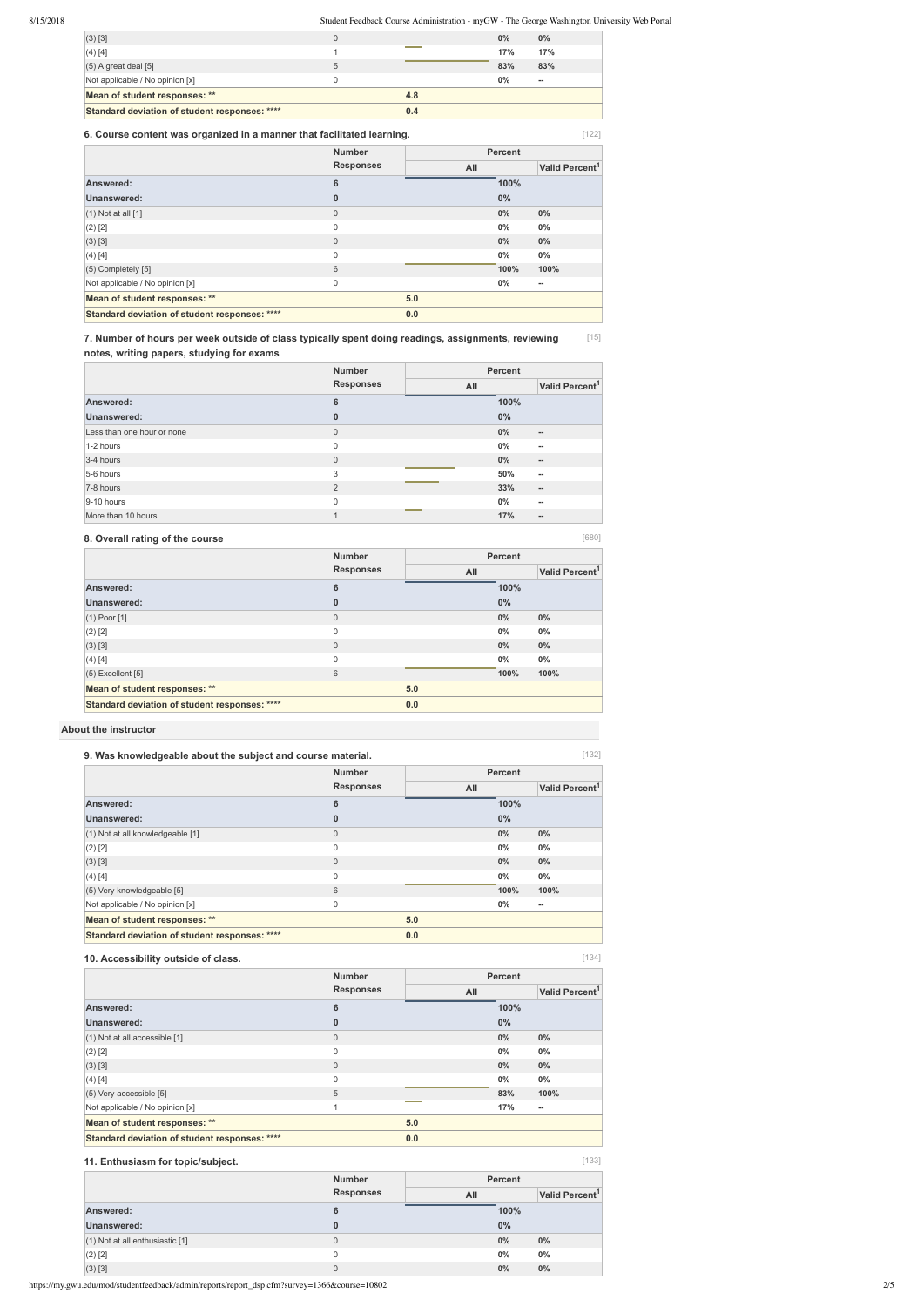| | Number Responses | All | Valid Percent[1] |
|---|---|---|---|
| (3) [3] | 0 | 0% | 0% |
| (4) [4] | 1 | 17% | 17% |
| (5) A great deal [5] | 5 | 83% | 83% |
| Not applicable / No opinion [x] | 0 | 0% | -- |
| **Mean of student responses: \*\*** | | 4.8 | |
| **Standard deviation of student responses: \*\*\*\*** | | 0.4 | |

### 6. Course content was organized in a manner that facilitated learning.

[122]

| | Number Responses | Percent | |
|---|---|---|---|
| | | All | Valid Percent[1] |
| **Answered:** | **6** | **100%** | |
| **Unanswered:** | **0** | **0%** | |
| (1) Not at all [1] | 0 | 0% | 0% |
| (2) [2] | 0 | 0% | 0% |
| (3) [3] | 0 | 0% | 0% |
| (4) [4] | 0 | 0% | 0% |
| (5) Completely [5] | 6 | 100% | 100% |
| Not applicable / No opinion [x] | 0 | 0% | -- |
| **Mean of student responses: \*\*** | | 5.0 | |
| **Standard deviation of student responses: \*\*\*\*** | | 0.0 | |

### 7. Number of hours per week outside of class typically spent doing readings, assignments, reviewing notes, writing papers, studying for exams

[15]

| | Number Responses | Percent | |
|---|---|---|---|
| | | All | Valid Percent[1] |
| **Answered:** | **6** | **100%** | |
| **Unanswered:** | **0** | **0%** | |
| Less than one hour or none | 0 | 0% | -- |
| 1-2 hours | 0 | 0% | -- |
| 3-4 hours | 0 | 0% | -- |
| 5-6 hours | 3 | 50% | -- |
| 7-8 hours | 2 | 33% | -- |
| 9-10 hours | 0 | 0% | -- |
| More than 10 hours | 1 | 17% | -- |

### 8. Overall rating of the course

[680]

| | Number Responses | Percent | |
|---|---|---|---|
| | | All | Valid Percent[1] |
| **Answered:** | **6** | **100%** | |
| **Unanswered:** | **0** | **0%** | |
| (1) Poor [1] | 0 | 0% | 0% |
| (2) [2] | 0 | 0% | 0% |
| (3) [3] | 0 | 0% | 0% |
| (4) [4] | 0 | 0% | 0% |
| (5) Excellent [5] | 6 | 100% | 100% |
| **Mean of student responses: \*\*** | | 5.0 | |
| **Standard deviation of student responses: \*\*\*\*** | | 0.0 | |

## About the instructor

### 9. Was knowledgeable about the subject and course material.

[132]

| | Number Responses | Percent | |
|---|---|---|---|
| | | All | Valid Percent[1] |
| **Answered:** | **6** | **100%** | |
| **Unanswered:** | **0** | **0%** | |
| (1) Not at all knowledgeable [1] | 0 | 0% | 0% |
| (2) [2] | 0 | 0% | 0% |
| (3) [3] | 0 | 0% | 0% |
| (4) [4] | 0 | 0% | 0% |
| (5) Very knowledgeable [5] | 6 | 100% | 100% |
| Not applicable / No opinion [x] | 0 | 0% | -- |
| **Mean of student responses: \*\*** | | 5.0 | |
| **Standard deviation of student responses: \*\*\*\*** | | 0.0 | |

### 10. Accessibility outside of class.

[134]

| | Number Responses | Percent | |
|---|---|---|---|
| | | All | Valid Percent[1] |
| **Answered:** | **6** | **100%** | |
| **Unanswered:** | **0** | **0%** | |
| (1) Not at all accessible [1] | 0 | 0% | 0% |
| (2) [2] | 0 | 0% | 0% |
| (3) [3] | 0 | 0% | 0% |
| (4) [4] | 0 | 0% | 0% |
| (5) Very accessible [5] | 5 | 83% | 100% |
| Not applicable / No opinion [x] | 1 | 17% | -- |
| **Mean of student responses: \*\*** | | 5.0 | |
| **Standard deviation of student responses: \*\*\*\*** | | 0.0 | |

### 11. Enthusiasm for topic/subject.

[133]

| | Number Responses | Percent | |
|---|---|---|---|
| | | All | Valid Percent[1] |
| **Answered:** | **6** | **100%** | |
| **Unanswered:** | **0** | **0%** | |
| (1) Not at all enthusiastic [1] | 0 | 0% | 0% |
| (2) [2] | 0 | 0% | 0% |
| (3) [3] | 0 | 0% | 0% |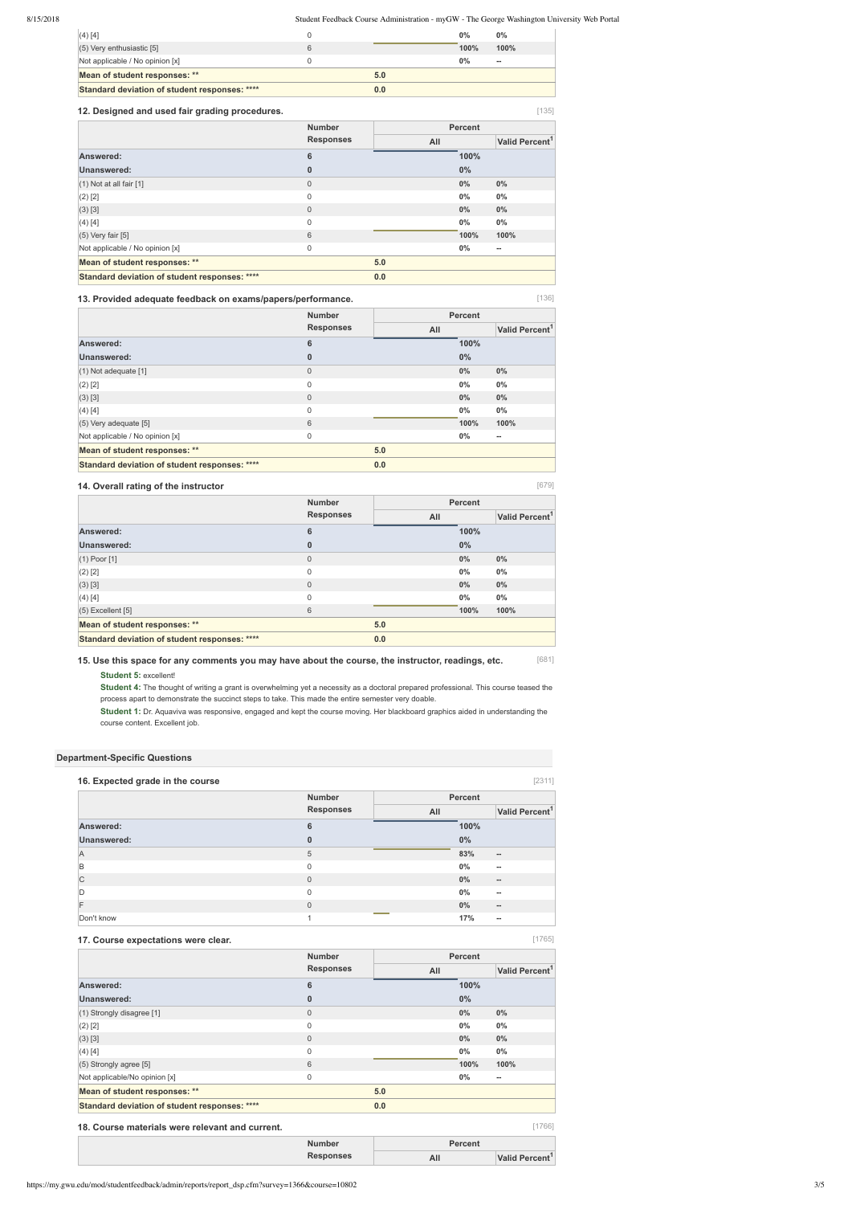| | | | | |
|---|---|---|---|---|
| (4) [4] | 0 | | 0% | 0% |
| (5) Very enthusiastic [5] | 6 | | 100% | 100% |
| Not applicable / No opinion [x] | 0 | | 0% | -- |
| **Mean of student responses: \*\*** | | 5.0 | | |
| **Standard deviation of student responses: \*\*\*\*** | | 0.0 | | |

### 12. Designed and used fair grading procedures.

[135]

| | Number Responses | Percent | | |
|---|---|---|---|---|
| | | All | | Valid Percent[1] |
| **Answered:** | 6 | | 100% | |
| **Unanswered:** | 0 | | 0% | |
| (1) Not at all fair [1] | 0 | | 0% | 0% |
| (2) [2] | 0 | | 0% | 0% |
| (3) [3] | 0 | | 0% | 0% |
| (4) [4] | 0 | | 0% | 0% |
| (5) Very fair [5] | 6 | | 100% | 100% |
| Not applicable / No opinion [x] | 0 | | 0% | -- |
| **Mean of student responses: \*\*** | | 5.0 | | |
| **Standard deviation of student responses: \*\*\*\*** | | 0.0 | | |

### 13. Provided adequate feedback on exams/papers/performance.

[136]

| | Number Responses | Percent | | |
|---|---|---|---|---|
| | | All | | Valid Percent[1] |
| **Answered:** | 6 | | 100% | |
| **Unanswered:** | 0 | | 0% | |
| (1) Not adequate [1] | 0 | | 0% | 0% |
| (2) [2] | 0 | | 0% | 0% |
| (3) [3] | 0 | | 0% | 0% |
| (4) [4] | 0 | | 0% | 0% |
| (5) Very adequate [5] | 6 | | 100% | 100% |
| Not applicable / No opinion [x] | 0 | | 0% | -- |
| **Mean of student responses: \*\*** | | 5.0 | | |
| **Standard deviation of student responses: \*\*\*\*** | | 0.0 | | |

### 14. Overall rating of the instructor

[679]

| | Number Responses | Percent | | |
|---|---|---|---|---|
| | | All | | Valid Percent[1] |
| **Answered:** | 6 | | 100% | |
| **Unanswered:** | 0 | | 0% | |
| (1) Poor [1] | 0 | | 0% | 0% |
| (2) [2] | 0 | | 0% | 0% |
| (3) [3] | 0 | | 0% | 0% |
| (4) [4] | 0 | | 0% | 0% |
| (5) Excellent [5] | 6 | | 100% | 100% |
| **Mean of student responses: \*\*** | | 5.0 | | |
| **Standard deviation of student responses: \*\*\*\*** | | 0.0 | | |

### 15. Use this space for any comments you may have about the course, the instructor, readings, etc.

[681]

**Student 5:** excellent!

**Student 4:** The thought of writing a grant is overwhelming yet a necessity as a doctoral prepared professional. This course teased the process apart to demonstrate the succinct steps to take. This made the entire semester very doable.

**Student 1:** Dr. Aquaviva was responsive, engaged and kept the course moving. Her blackboard graphics aided in understanding the course content. Excellent job.

## Department-Specific Questions

### 16. Expected grade in the course

[2311]

| | Number Responses | Percent | | |
|---|---|---|---|---|
| | | All | | Valid Percent[1] |
| **Answered:** | 6 | | 100% | |
| **Unanswered:** | 0 | | 0% | |
| A | 5 | | 83% | -- |
| B | 0 | | 0% | -- |
| C | 0 | | 0% | -- |
| D | 0 | | 0% | -- |
| F | 0 | | 0% | -- |
| Don't know | 1 | | 17% | -- |

### 17. Course expectations were clear.

[1765]

| | Number Responses | Percent | | |
|---|---|---|---|---|
| | | All | | Valid Percent[1] |
| **Answered:** | 6 | | 100% | |
| **Unanswered:** | 0 | | 0% | |
| (1) Strongly disagree [1] | 0 | | 0% | 0% |
| (2) [2] | 0 | | 0% | 0% |
| (3) [3] | 0 | | 0% | 0% |
| (4) [4] | 0 | | 0% | 0% |
| (5) Strongly agree [5] | 6 | | 100% | 100% |
| Not applicable/No opinion [x] | 0 | | 0% | -- |
| **Mean of student responses: \*\*** | | 5.0 | | |
| **Standard deviation of student responses: \*\*\*\*** | | 0.0 | | |

### 18. Course materials were relevant and current.

[1766]

| | Number Responses | Percent | | |
|---|---|---|---|---|
| | | All | | Valid Percent[1] |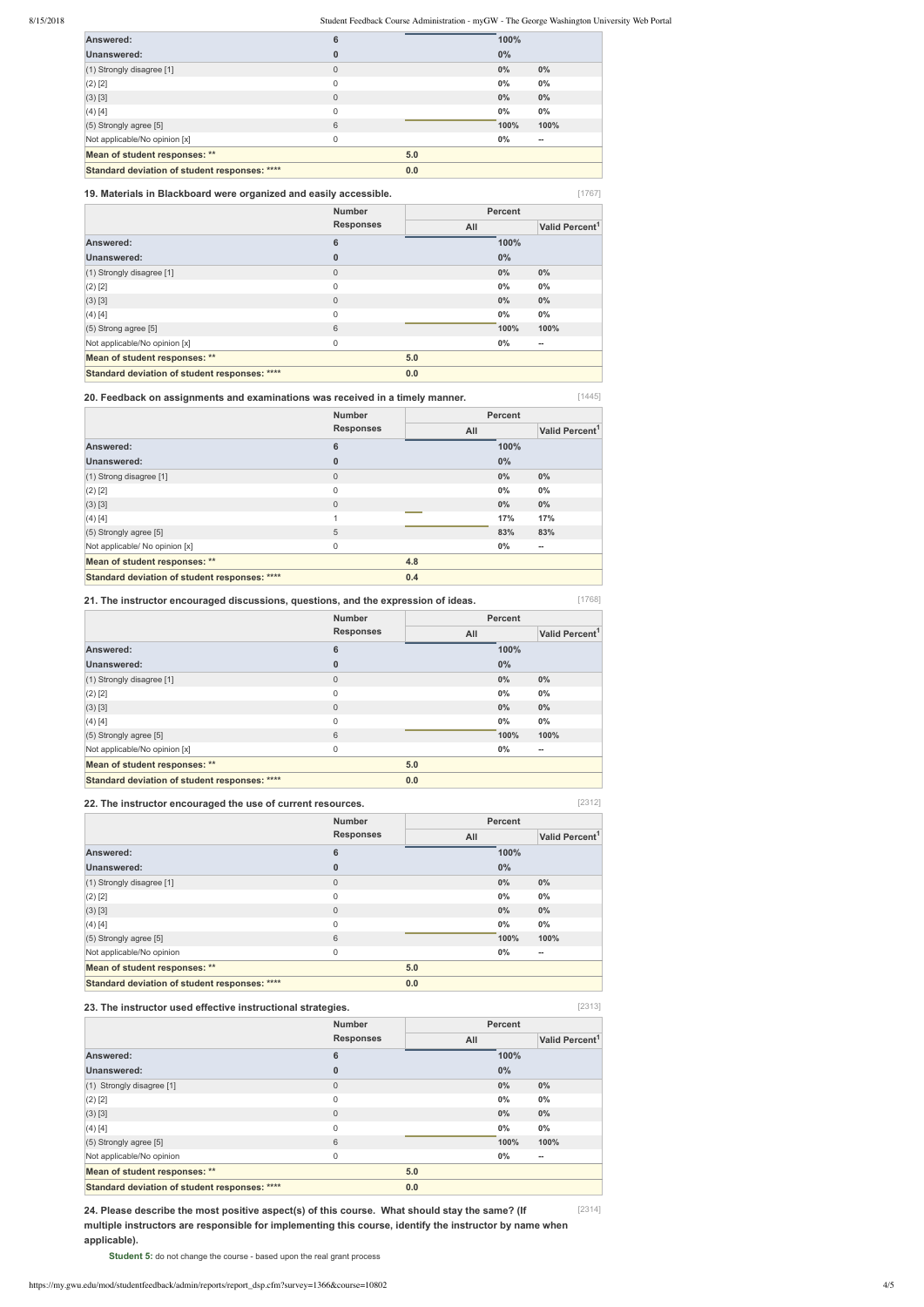| | Number Responses | Percent All | Valid Percent[1] |
|---|---|---|---|
| Answered: | 6 | 100% | |
| Unanswered: | 0 | 0% | |
| (1) Strongly disagree [1] | 0 | 0% | 0% |
| (2) [2] | 0 | 0% | 0% |
| (3) [3] | 0 | 0% | 0% |
| (4) [4] | 0 | 0% | 0% |
| (5) Strongly agree [5] | 6 | 100% | 100% |
| Not applicable/No opinion [x] | 0 | 0% | -- |
| Mean of student responses: ** | | 5.0 | |
| Standard deviation of student responses: **** | | 0.0 | |

**19. Materials in Blackboard were organized and easily accessible.** [1767]

| | Number Responses | Percent All | Valid Percent[1] |
|---|---|---|---|
| Answered: | 6 | 100% | |
| Unanswered: | 0 | 0% | |
| (1) Strongly disagree [1] | 0 | 0% | 0% |
| (2) [2] | 0 | 0% | 0% |
| (3) [3] | 0 | 0% | 0% |
| (4) [4] | 0 | 0% | 0% |
| (5) Strong agree [5] | 6 | 100% | 100% |
| Not applicable/No opinion [x] | 0 | 0% | -- |
| Mean of student responses: ** | | 5.0 | |
| Standard deviation of student responses: **** | | 0.0 | |

**20. Feedback on assignments and examinations was received in a timely manner.** [1445]

| | Number Responses | Percent All | Valid Percent[1] |
|---|---|---|---|
| Answered: | 6 | 100% | |
| Unanswered: | 0 | 0% | |
| (1) Strong disagree [1] | 0 | 0% | 0% |
| (2) [2] | 0 | 0% | 0% |
| (3) [3] | 0 | 0% | 0% |
| (4) [4] | 1 | 17% | 17% |
| (5) Strongly agree [5] | 5 | 83% | 83% |
| Not applicable/ No opinion [x] | 0 | 0% | -- |
| Mean of student responses: ** | | 4.8 | |
| Standard deviation of student responses: **** | | 0.4 | |

**21. The instructor encouraged discussions, questions, and the expression of ideas.** [1768]

| | Number Responses | Percent All | Valid Percent[1] |
|---|---|---|---|
| Answered: | 6 | 100% | |
| Unanswered: | 0 | 0% | |
| (1) Strongly disagree [1] | 0 | 0% | 0% |
| (2) [2] | 0 | 0% | 0% |
| (3) [3] | 0 | 0% | 0% |
| (4) [4] | 0 | 0% | 0% |
| (5) Strongly agree [5] | 6 | 100% | 100% |
| Not applicable/No opinion [x] | 0 | 0% | -- |
| Mean of student responses: ** | | 5.0 | |
| Standard deviation of student responses: **** | | 0.0 | |

**22. The instructor encouraged the use of current resources.** [2312]

| | Number Responses | Percent All | Valid Percent[1] |
|---|---|---|---|
| Answered: | 6 | 100% | |
| Unanswered: | 0 | 0% | |
| (1) Strongly disagree [1] | 0 | 0% | 0% |
| (2) [2] | 0 | 0% | 0% |
| (3) [3] | 0 | 0% | 0% |
| (4) [4] | 0 | 0% | 0% |
| (5) Strongly agree [5] | 6 | 100% | 100% |
| Not applicable/No opinion | 0 | 0% | -- |
| Mean of student responses: ** | | 5.0 | |
| Standard deviation of student responses: **** | | 0.0 | |

**23. The instructor used effective instructional strategies.** [2313]

| | Number Responses | Percent All | Valid Percent[1] |
|---|---|---|---|
| Answered: | 6 | 100% | |
| Unanswered: | 0 | 0% | |
| (1) Strongly disagree [1] | 0 | 0% | 0% |
| (2) [2] | 0 | 0% | 0% |
| (3) [3] | 0 | 0% | 0% |
| (4) [4] | 0 | 0% | 0% |
| (5) Strongly agree [5] | 6 | 100% | 100% |
| Not applicable/No opinion | 0 | 0% | -- |
| Mean of student responses: ** | | 5.0 | |
| Standard deviation of student responses: **** | | 0.0 | |

**24. Please describe the most positive aspect(s) of this course. What should stay the same? (If multiple instructors are responsible for implementing this course, identify the instructor by name when applicable).** [2314]

**Student 5:** do not change the course - based upon the real grant process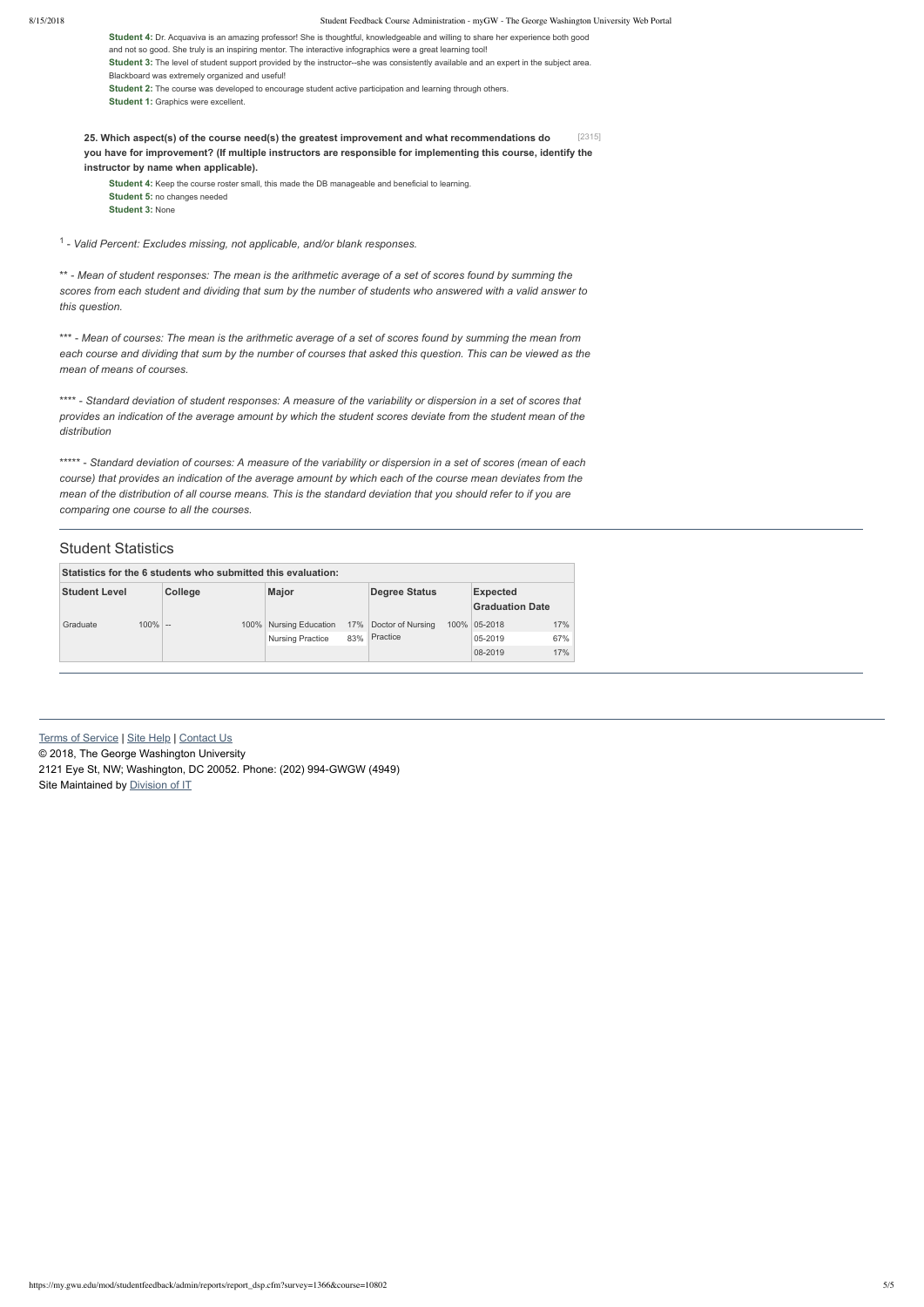**Student 4:** Dr. Acquaviva is an amazing professor! She is thoughtful, knowledgeable and willing to share her experience both good and not so good. She truly is an inspiring mentor. The interactive infographics were a great learning tool!

**Student 3:** The level of student support provided by the instructor--she was consistently available and an expert in the subject area. Blackboard was extremely organized and useful!

**Student 2:** The course was developed to encourage student active participation and learning through others.

**Student 1:** Graphics were excellent.

**25. Which aspect(s) of the course need(s) the greatest improvement and what recommendations do you have for improvement? (If multiple instructors are responsible for implementing this course, identify the instructor by name when applicable).** [2315]

**Student 4:** Keep the course roster small, this made the DB manageable and beneficial to learning.

**Student 5:** no changes needed

**Student 3:** None

[1] - *Valid Percent: Excludes missing, not applicable, and/or blank responses.*

** - *Mean of student responses: The mean is the arithmetic average of a set of scores found by summing the scores from each student and dividing that sum by the number of students who answered with a valid answer to this question.*

*** - *Mean of courses: The mean is the arithmetic average of a set of scores found by summing the mean from each course and dividing that sum by the number of courses that asked this question. This can be viewed as the mean of means of courses.*

**** - *Standard deviation of student responses: A measure of the variability or dispersion in a set of scores that provides an indication of the average amount by which the student scores deviate from the student mean of the distribution*

***** - *Standard deviation of courses: A measure of the variability or dispersion in a set of scores (mean of each course) that provides an indication of the average amount by which each of the course mean deviates from the mean of the distribution of all course means. This is the standard deviation that you should refer to if you are comparing one course to all the courses.*

## Student Statistics

**Statistics for the 6 students who submitted this evaluation:**

| Student Level | | College | | Major | | Degree Status | | Expected Graduation Date | |
|---|---|---|---|---|---|---|---|---|---|
| Graduate | 100% | -- | 100% | Nursing Education | 17% | Doctor of Nursing Practice | 100% | 05-2018 | 17% |
| | | | | Nursing Practice | 83% | | | 05-2019 | 67% |
| | | | | | | | | 08-2019 | 17% |

Terms of Service | Site Help | Contact Us

© 2018, The George Washington University

2121 Eye St, NW; Washington, DC 20052. Phone: (202) 994-GWGW (4949)

Site Maintained by Division of IT